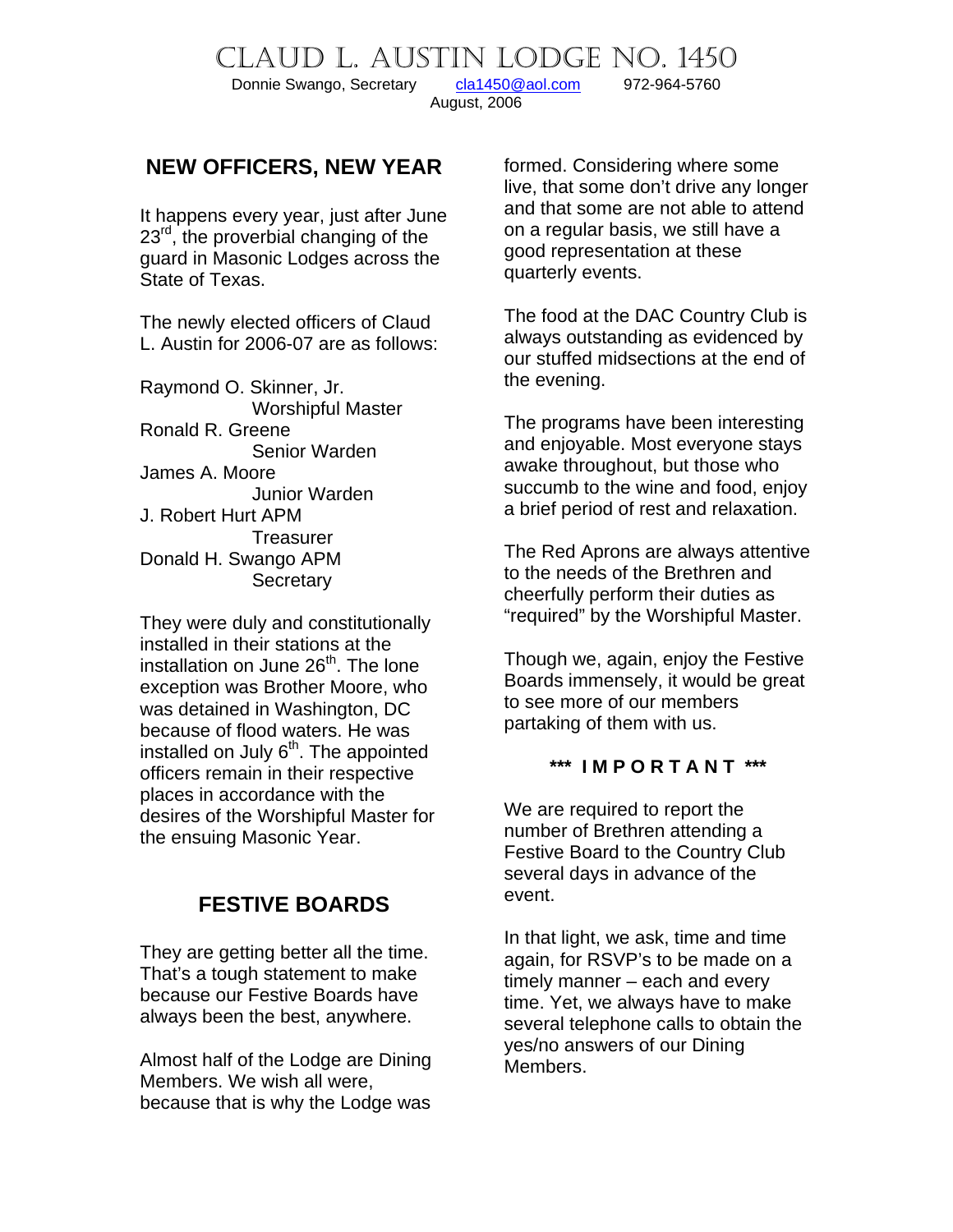# Claud L. Austin Lodge No. 1450

Donnie Swango, Secretary    cla1450@aol.com    972-964-5760

August, 2006

## NEW OFFICERS, NEW YEAR

It happens every year, just after June 23rd, the proverbial changing of the guard in Masonic Lodges across the State of Texas.

The newly elected officers of Claud L. Austin for 2006-07 are as follows:

Raymond O. Skinner, Jr.
    Worshipful Master
Ronald R. Greene
    Senior Warden
James A. Moore
    Junior Warden
J. Robert Hurt APM
    Treasurer
Donald H. Swango APM
    Secretary

They were duly and constitutionally installed in their stations at the installation on June 26th. The lone exception was Brother Moore, who was detained in Washington, DC because of flood waters. He was installed on July 6th. The appointed officers remain in their respective places in accordance with the desires of the Worshipful Master for the ensuing Masonic Year.

## FESTIVE BOARDS

They are getting better all the time. That's a tough statement to make because our Festive Boards have always been the best, anywhere.

Almost half of the Lodge are Dining Members. We wish all were, because that is why the Lodge was formed. Considering where some live, that some don't drive any longer and that some are not able to attend on a regular basis, we still have a good representation at these quarterly events.

The food at the DAC Country Club is always outstanding as evidenced by our stuffed midsections at the end of the evening.

The programs have been interesting and enjoyable. Most everyone stays awake throughout, but those who succumb to the wine and food, enjoy a brief period of rest and relaxation.

The Red Aprons are always attentive to the needs of the Brethren and cheerfully perform their duties as "required" by the Worshipful Master.

Though we, again, enjoy the Festive Boards immensely, it would be great to see more of our members partaking of them with us.

**\*\*\* I M P O R T A N T \*\*\***

We are required to report the number of Brethren attending a Festive Board to the Country Club several days in advance of the event.

In that light, we ask, time and time again, for RSVP's to be made on a timely manner – each and every time. Yet, we always have to make several telephone calls to obtain the yes/no answers of our Dining Members.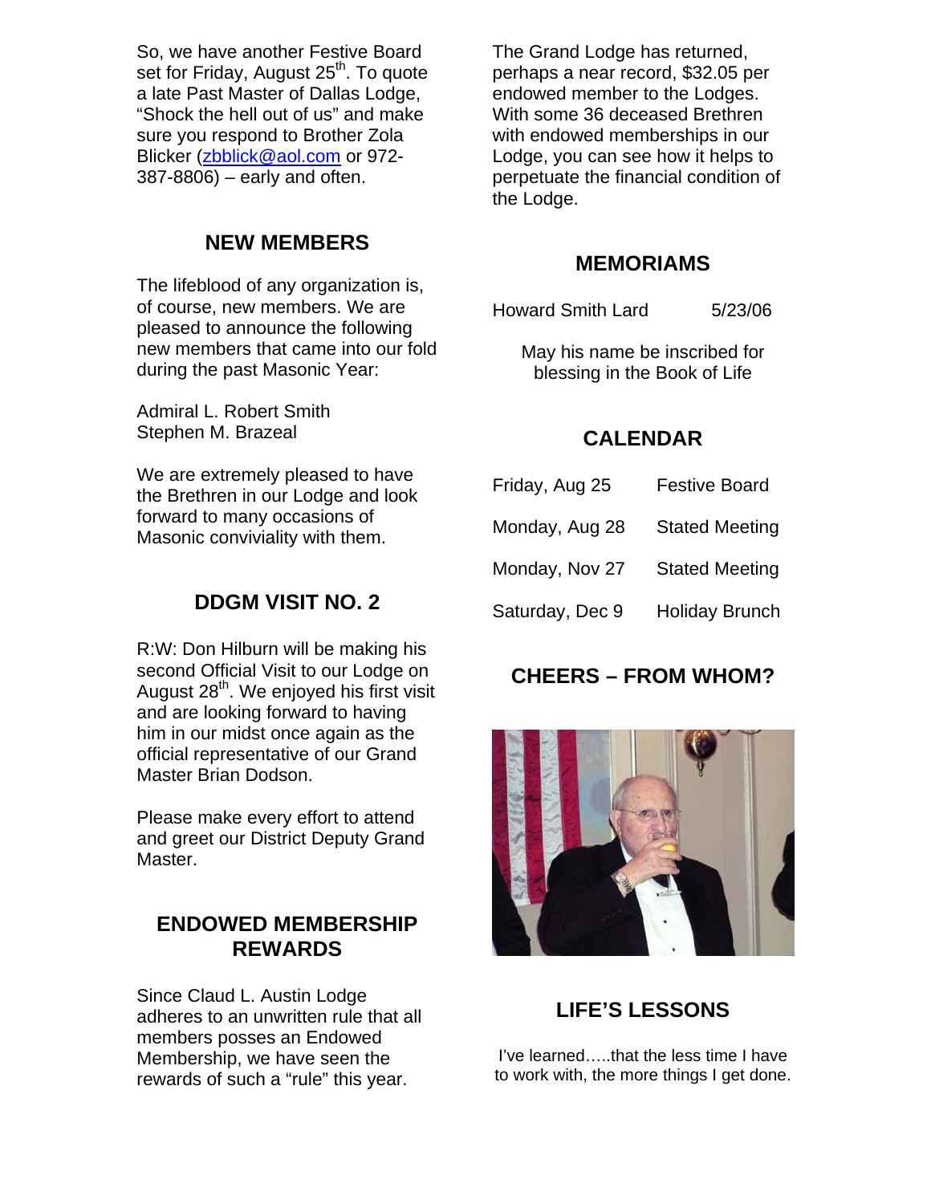So, we have another Festive Board set for Friday, August 25th. To quote a late Past Master of Dallas Lodge, "Shock the hell out of us" and make sure you respond to Brother Zola Blicker (zbblick@aol.com or 972-387-8806) – early and often.

## NEW MEMBERS

The lifeblood of any organization is, of course, new members. We are pleased to announce the following new members that came into our fold during the past Masonic Year:

Admiral L. Robert Smith
Stephen M. Brazeal

We are extremely pleased to have the Brethren in our Lodge and look forward to many occasions of Masonic conviviality with them.

## DDGM VISIT NO. 2

R:W: Don Hilburn will be making his second Official Visit to our Lodge on August 28th. We enjoyed his first visit and are looking forward to having him in our midst once again as the official representative of our Grand Master Brian Dodson.

Please make every effort to attend and greet our District Deputy Grand Master.

## ENDOWED MEMBERSHIP REWARDS

Since Claud L. Austin Lodge adheres to an unwritten rule that all members posses an Endowed Membership, we have seen the rewards of such a "rule" this year.

The Grand Lodge has returned, perhaps a near record, $32.05 per endowed member to the Lodges. With some 36 deceased Brethren with endowed memberships in our Lodge, you can see how it helps to perpetuate the financial condition of the Lodge.

## MEMORIAMS

Howard Smith Lard 5/23/06

May his name be inscribed for blessing in the Book of Life

## CALENDAR

| | |
|---|---|
| Friday, Aug 25 | Festive Board |
| Monday, Aug 28 | Stated Meeting |
| Monday, Nov 27 | Stated Meeting |
| Saturday, Dec 9 | Holiday Brunch |

## CHEERS – FROM WHOM?

## LIFE'S LESSONS

I've learned…..that the less time I have to work with, the more things I get done.